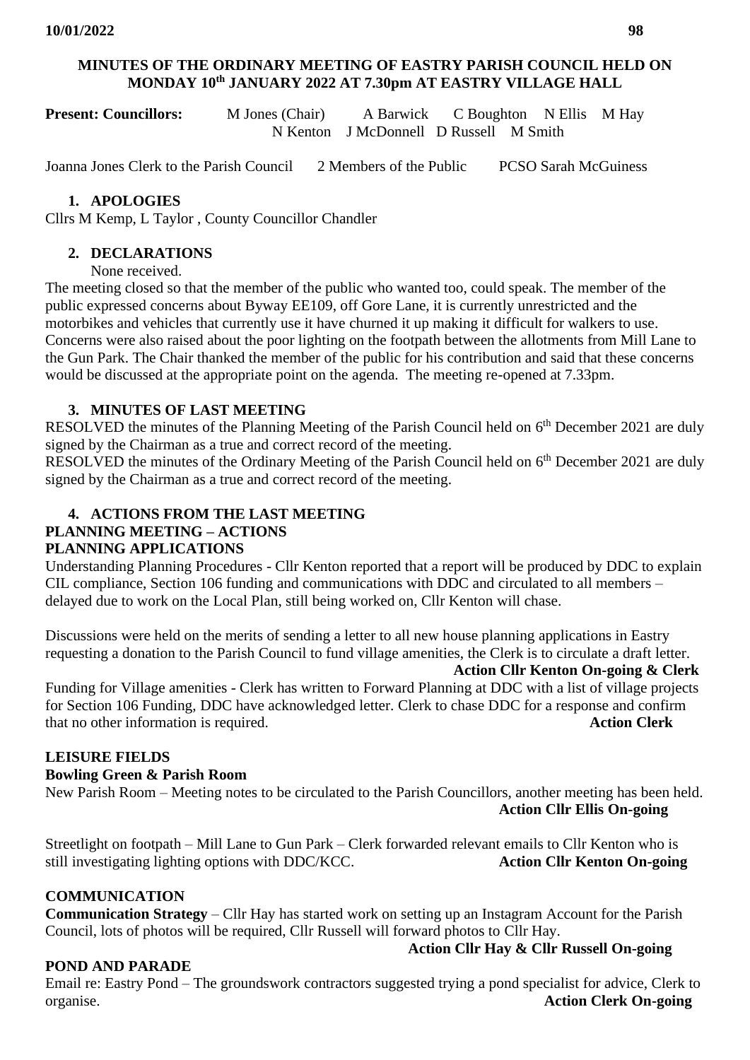# MINUTES OF THE ORDINARY MEETING OF EASTRY PARISH COUNCIL HELD ON MONDAY 10th JANUARY 2022 AT 7.30pm AT EASTRY VILLAGE HALL

**Present: Councillors:** M Jones (Chair) A Barwick C Boughton N Ellis M Hay N Kenton J McDonnell D Russell M Smith

Joanna Jones Clerk to the Parish Council 2 Members of the Public PCSO Sarah McGuiness

## 1. APOLOGIES

Cllrs M Kemp, L Taylor , County Councillor Chandler

## 2. DECLARATIONS

None received.

The meeting closed so that the member of the public who wanted too, could speak. The member of the public expressed concerns about Byway EE109, off Gore Lane, it is currently unrestricted and the motorbikes and vehicles that currently use it have churned it up making it difficult for walkers to use. Concerns were also raised about the poor lighting on the footpath between the allotments from Mill Lane to the Gun Park. The Chair thanked the member of the public for his contribution and said that these concerns would be discussed at the appropriate point on the agenda. The meeting re-opened at 7.33pm.

## 3. MINUTES OF LAST MEETING

RESOLVED the minutes of the Planning Meeting of the Parish Council held on 6th December 2021 are duly signed by the Chairman as a true and correct record of the meeting.

RESOLVED the minutes of the Ordinary Meeting of the Parish Council held on 6th December 2021 are duly signed by the Chairman as a true and correct record of the meeting.

## 4. ACTIONS FROM THE LAST MEETING

### PLANNING MEETING – ACTIONS

### PLANNING APPLICATIONS

Understanding Planning Procedures - Cllr Kenton reported that a report will be produced by DDC to explain CIL compliance, Section 106 funding and communications with DDC and circulated to all members – delayed due to work on the Local Plan, still being worked on, Cllr Kenton will chase.

Discussions were held on the merits of sending a letter to all new house planning applications in Eastry requesting a donation to the Parish Council to fund village amenities, the Clerk is to circulate a draft letter.

**Action Cllr Kenton On-going & Clerk**

Funding for Village amenities - Clerk has written to Forward Planning at DDC with a list of village projects for Section 106 Funding, DDC have acknowledged letter. Clerk to chase DDC for a response and confirm that no other information is required. **Action Clerk**

### LEISURE FIELDS

**Bowling Green & Parish Room**

New Parish Room – Meeting notes to be circulated to the Parish Councillors, another meeting has been held.

**Action Cllr Ellis On-going**

Streetlight on footpath – Mill Lane to Gun Park – Clerk forwarded relevant emails to Cllr Kenton who is still investigating lighting options with DDC/KCC. **Action Cllr Kenton On-going**

### COMMUNICATION

**Communication Strategy** – Cllr Hay has started work on setting up an Instagram Account for the Parish Council, lots of photos will be required, Cllr Russell will forward photos to Cllr Hay.

**Action Cllr Hay & Cllr Russell On-going**

### POND AND PARADE

Email re: Eastry Pond – The groundswork contractors suggested trying a pond specialist for advice, Clerk to organise. **Action Clerk On-going**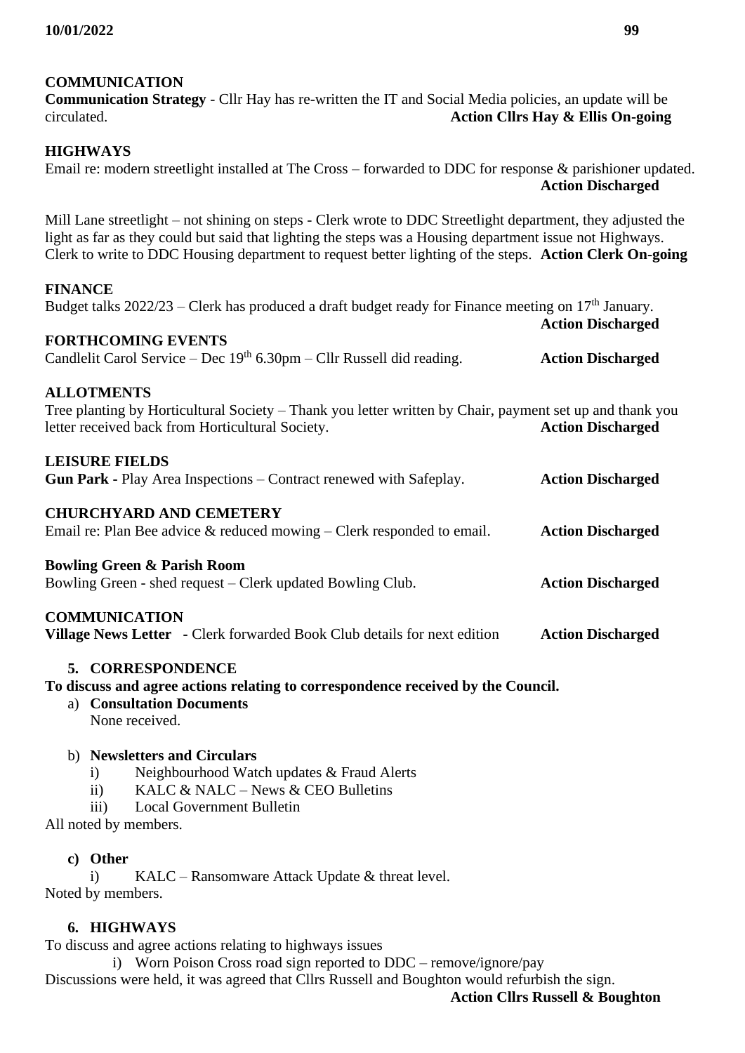**COMMUNICATION**

**Communication Strategy** - Cllr Hay has re-written the IT and Social Media policies, an update will be circulated. **Action Cllrs Hay & Ellis On-going**

**HIGHWAYS**

Email re: modern streetlight installed at The Cross – forwarded to DDC for response & parishioner updated. **Action Discharged**

Mill Lane streetlight – not shining on steps - Clerk wrote to DDC Streetlight department, they adjusted the light as far as they could but said that lighting the steps was a Housing department issue not Highways. Clerk to write to DDC Housing department to request better lighting of the steps. **Action Clerk On-going**

**FINANCE**

Budget talks 2022/23 – Clerk has produced a draft budget ready for Finance meeting on 17th January. **Action Discharged**

**FORTHCOMING EVENTS**

Candlelit Carol Service – Dec 19th 6.30pm – Cllr Russell did reading. **Action Discharged**

**ALLOTMENTS**

Tree planting by Horticultural Society – Thank you letter written by Chair, payment set up and thank you letter received back from Horticultural Society. **Action Discharged**

**LEISURE FIELDS**

**Gun Park** - Play Area Inspections – Contract renewed with Safeplay. **Action Discharged**

**CHURCHYARD AND CEMETERY**

Email re: Plan Bee advice & reduced mowing – Clerk responded to email. **Action Discharged**

**Bowling Green & Parish Room**

Bowling Green - shed request – Clerk updated Bowling Club. **Action Discharged**

**COMMUNICATION**

**Village News Letter** - Clerk forwarded Book Club details for next edition **Action Discharged**

## 5. CORRESPONDENCE

**To discuss and agree actions relating to correspondence received by the Council.**

a) **Consultation Documents**
None received.

b) **Newsletters and Circulars**
   i) Neighbourhood Watch updates & Fraud Alerts
   ii) KALC & NALC – News & CEO Bulletins
   iii) Local Government Bulletin

All noted by members.

**c) Other**
   i) KALC – Ransomware Attack Update & threat level.

Noted by members.

## 6. HIGHWAYS

To discuss and agree actions relating to highways issues

i) Worn Poison Cross road sign reported to DDC – remove/ignore/pay

Discussions were held, it was agreed that Cllrs Russell and Boughton would refurbish the sign.

**Action Cllrs Russell & Boughton**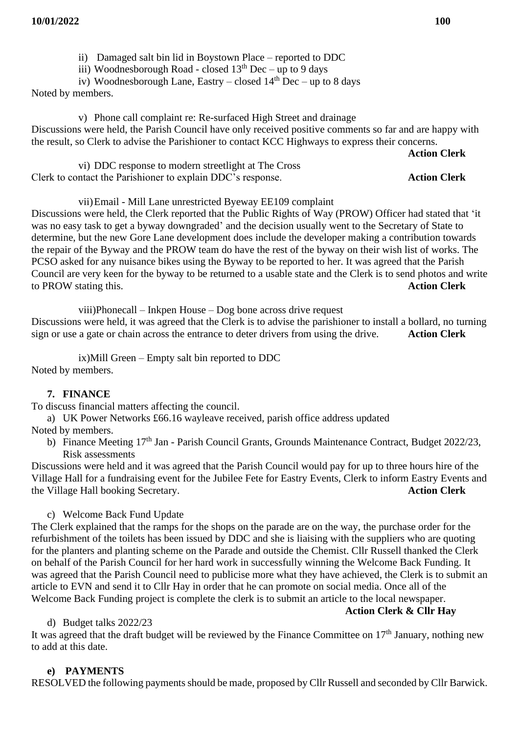ii) Damaged salt bin lid in Boystown Place – reported to DDC

iii) Woodnesborough Road - closed 13th Dec – up to 9 days

iv) Woodnesborough Lane, Eastry – closed 14th Dec – up to 8 days

Noted by members.

v) Phone call complaint re: Re-surfaced High Street and drainage

Discussions were held, the Parish Council have only received positive comments so far and are happy with the result, so Clerk to advise the Parishioner to contact KCC Highways to express their concerns.

**Action Clerk**

vi) DDC response to modern streetlight at The Cross

Clerk to contact the Parishioner to explain DDC's response. **Action Clerk**

vii) Email - Mill Lane unrestricted Byeway EE109 complaint

Discussions were held, the Clerk reported that the Public Rights of Way (PROW) Officer had stated that 'it was no easy task to get a byway downgraded' and the decision usually went to the Secretary of State to determine, but the new Gore Lane development does include the developer making a contribution towards the repair of the Byway and the PROW team do have the rest of the byway on their wish list of works. The PCSO asked for any nuisance bikes using the Byway to be reported to her. It was agreed that the Parish Council are very keen for the byway to be returned to a usable state and the Clerk is to send photos and write to PROW stating this. **Action Clerk**

viii) Phonecall – Inkpen House – Dog bone across drive request

Discussions were held, it was agreed that the Clerk is to advise the parishioner to install a bollard, no turning sign or use a gate or chain across the entrance to deter drivers from using the drive. **Action Clerk**

ix) Mill Green – Empty salt bin reported to DDC

Noted by members.

## 7. FINANCE

To discuss financial matters affecting the council.

a) UK Power Networks £66.16 wayleave received, parish office address updated

Noted by members.

b) Finance Meeting 17th Jan - Parish Council Grants, Grounds Maintenance Contract, Budget 2022/23, Risk assessments

Discussions were held and it was agreed that the Parish Council would pay for up to three hours hire of the Village Hall for a fundraising event for the Jubilee Fete for Eastry Events, Clerk to inform Eastry Events and the Village Hall booking Secretary. **Action Clerk**

c) Welcome Back Fund Update

The Clerk explained that the ramps for the shops on the parade are on the way, the purchase order for the refurbishment of the toilets has been issued by DDC and she is liaising with the suppliers who are quoting for the planters and planting scheme on the Parade and outside the Chemist. Cllr Russell thanked the Clerk on behalf of the Parish Council for her hard work in successfully winning the Welcome Back Funding. It was agreed that the Parish Council need to publicise more what they have achieved, the Clerk is to submit an article to EVN and send it to Cllr Hay in order that he can promote on social media. Once all of the Welcome Back Funding project is complete the clerk is to submit an article to the local newspaper.

**Action Clerk & Cllr Hay**

d) Budget talks 2022/23

It was agreed that the draft budget will be reviewed by the Finance Committee on 17th January, nothing new to add at this date.

**e) PAYMENTS**

RESOLVED the following payments should be made, proposed by Cllr Russell and seconded by Cllr Barwick.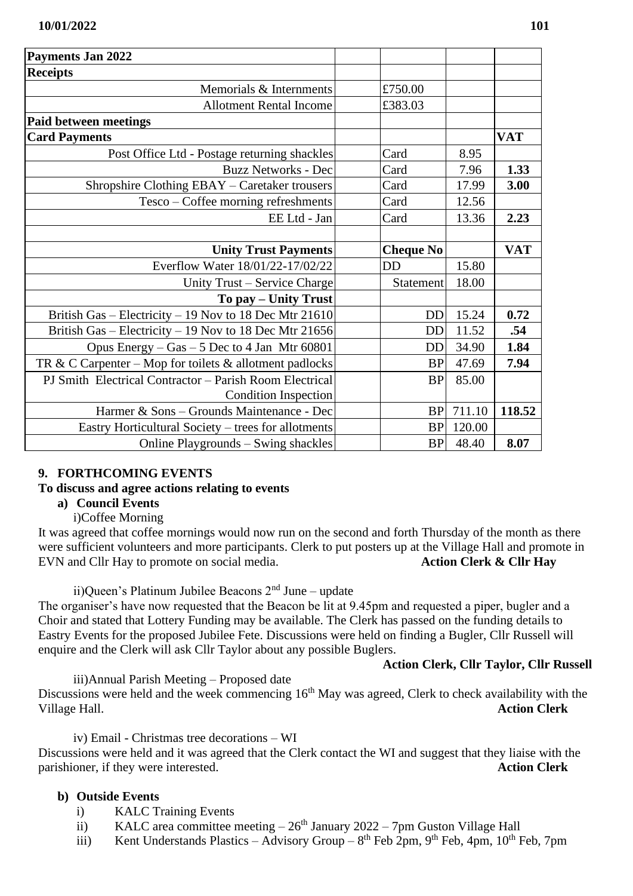| Payments Jan 2022 | | | |
|---|---|---|---|
| **Receipts** | | | |
| Memorials & Internments | £750.00 | | |
| Allotment Rental Income | £383.03 | | |
| **Paid between meetings** | | | |
| **Card Payments** | | | **VAT** |
| Post Office Ltd - Postage returning shackles | Card | 8.95 | |
| Buzz Networks - Dec | Card | 7.96 | **1.33** |
| Shropshire Clothing EBAY – Caretaker trousers | Card | 17.99 | **3.00** |
| Tesco – Coffee morning refreshments | Card | 12.56 | |
| EE Ltd - Jan | Card | 13.36 | **2.23** |
| | | | |
| **Unity Trust Payments** | **Cheque No** | | **VAT** |
| Everflow Water 18/01/22-17/02/22 | DD | 15.80 | |
| Unity Trust – Service Charge | Statement | 18.00 | |
| **To pay – Unity Trust** | | | |
| British Gas – Electricity – 19 Nov to 18 Dec Mtr 21610 | DD | 15.24 | **0.72** |
| British Gas – Electricity – 19 Nov to 18 Dec Mtr 21656 | DD | 11.52 | **.54** |
| Opus Energy – Gas – 5 Dec to 4 Jan Mtr 60801 | DD | 34.90 | **1.84** |
| TR & C Carpenter – Mop for toilets & allotment padlocks | BP | 47.69 | **7.94** |
| PJ Smith Electrical Contractor – Parish Room Electrical Condition Inspection | BP | 85.00 | |
| Harmer & Sons – Grounds Maintenance - Dec | BP | 711.10 | **118.52** |
| Eastry Horticultural Society – trees for allotments | BP | 120.00 | |
| Online Playgrounds – Swing shackles | BP | 48.40 | **8.07** |

## 9. FORTHCOMING EVENTS

**To discuss and agree actions relating to events**

**a) Council Events**

i)Coffee Morning

It was agreed that coffee mornings would now run on the second and forth Thursday of the month as there were sufficient volunteers and more participants. Clerk to put posters up at the Village Hall and promote in EVN and Cllr Hay to promote on social media. **Action Clerk & Cllr Hay**

ii)Queen's Platinum Jubilee Beacons 2nd June – update

The organiser's have now requested that the Beacon be lit at 9.45pm and requested a piper, bugler and a Choir and stated that Lottery Funding may be available. The Clerk has passed on the funding details to Eastry Events for the proposed Jubilee Fete. Discussions were held on finding a Bugler, Cllr Russell will enquire and the Clerk will ask Cllr Taylor about any possible Buglers.

**Action Clerk, Cllr Taylor, Cllr Russell**

iii)Annual Parish Meeting – Proposed date

Discussions were held and the week commencing 16th May was agreed, Clerk to check availability with the Village Hall. **Action Clerk**

iv) Email - Christmas tree decorations – WI

Discussions were held and it was agreed that the Clerk contact the WI and suggest that they liaise with the parishioner, if they were interested. **Action Clerk**

**b) Outside Events**

i) KALC Training Events

ii) KALC area committee meeting – 26th January 2022 – 7pm Guston Village Hall

iii) Kent Understands Plastics – Advisory Group – 8th Feb 2pm, 9th Feb, 4pm, 10th Feb, 7pm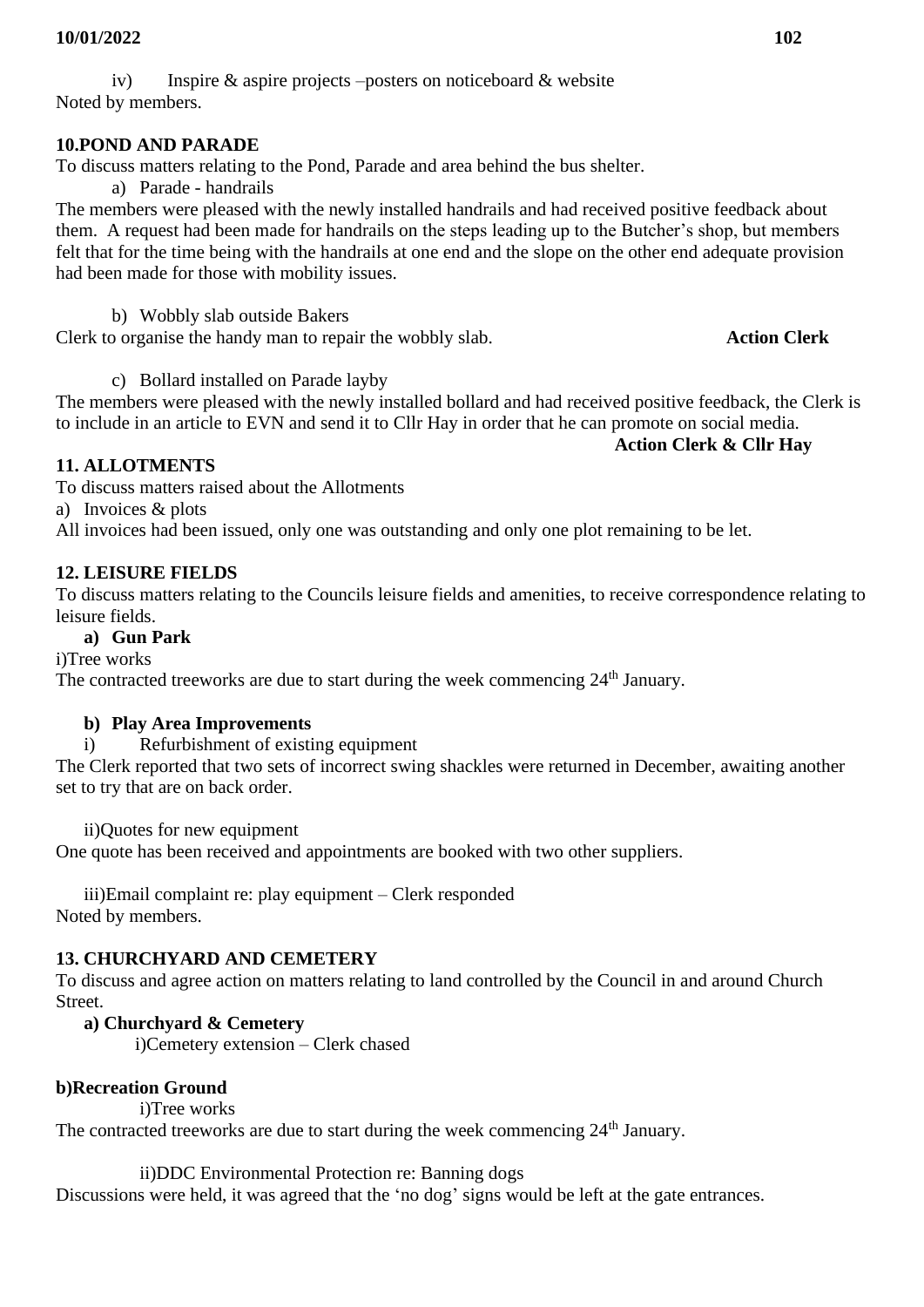iv) Inspire & aspire projects –posters on noticeboard & website

Noted by members.

**10.POND AND PARADE**

To discuss matters relating to the Pond, Parade and area behind the bus shelter.

a) Parade - handrails

The members were pleased with the newly installed handrails and had received positive feedback about them. A request had been made for handrails on the steps leading up to the Butcher's shop, but members felt that for the time being with the handrails at one end and the slope on the other end adequate provision had been made for those with mobility issues.

b) Wobbly slab outside Bakers

Clerk to organise the handy man to repair the wobbly slab. **Action Clerk**

c) Bollard installed on Parade layby

The members were pleased with the newly installed bollard and had received positive feedback, the Clerk is to include in an article to EVN and send it to Cllr Hay in order that he can promote on social media.

**Action Clerk & Cllr Hay**

**11. ALLOTMENTS**

To discuss matters raised about the Allotments

a) Invoices & plots

All invoices had been issued, only one was outstanding and only one plot remaining to be let.

**12. LEISURE FIELDS**

To discuss matters relating to the Councils leisure fields and amenities, to receive correspondence relating to leisure fields.

**a) Gun Park**

i)Tree works

The contracted treeworks are due to start during the week commencing 24th January.

**b) Play Area Improvements**

i) Refurbishment of existing equipment

The Clerk reported that two sets of incorrect swing shackles were returned in December, awaiting another set to try that are on back order.

ii)Quotes for new equipment

One quote has been received and appointments are booked with two other suppliers.

iii)Email complaint re: play equipment – Clerk responded

Noted by members.

**13. CHURCHYARD AND CEMETERY**

To discuss and agree action on matters relating to land controlled by the Council in and around Church Street.

**a) Churchyard & Cemetery**

i)Cemetery extension – Clerk chased

**b)Recreation Ground**

i)Tree works

The contracted treeworks are due to start during the week commencing 24th January.

ii)DDC Environmental Protection re: Banning dogs

Discussions were held, it was agreed that the 'no dog' signs would be left at the gate entrances.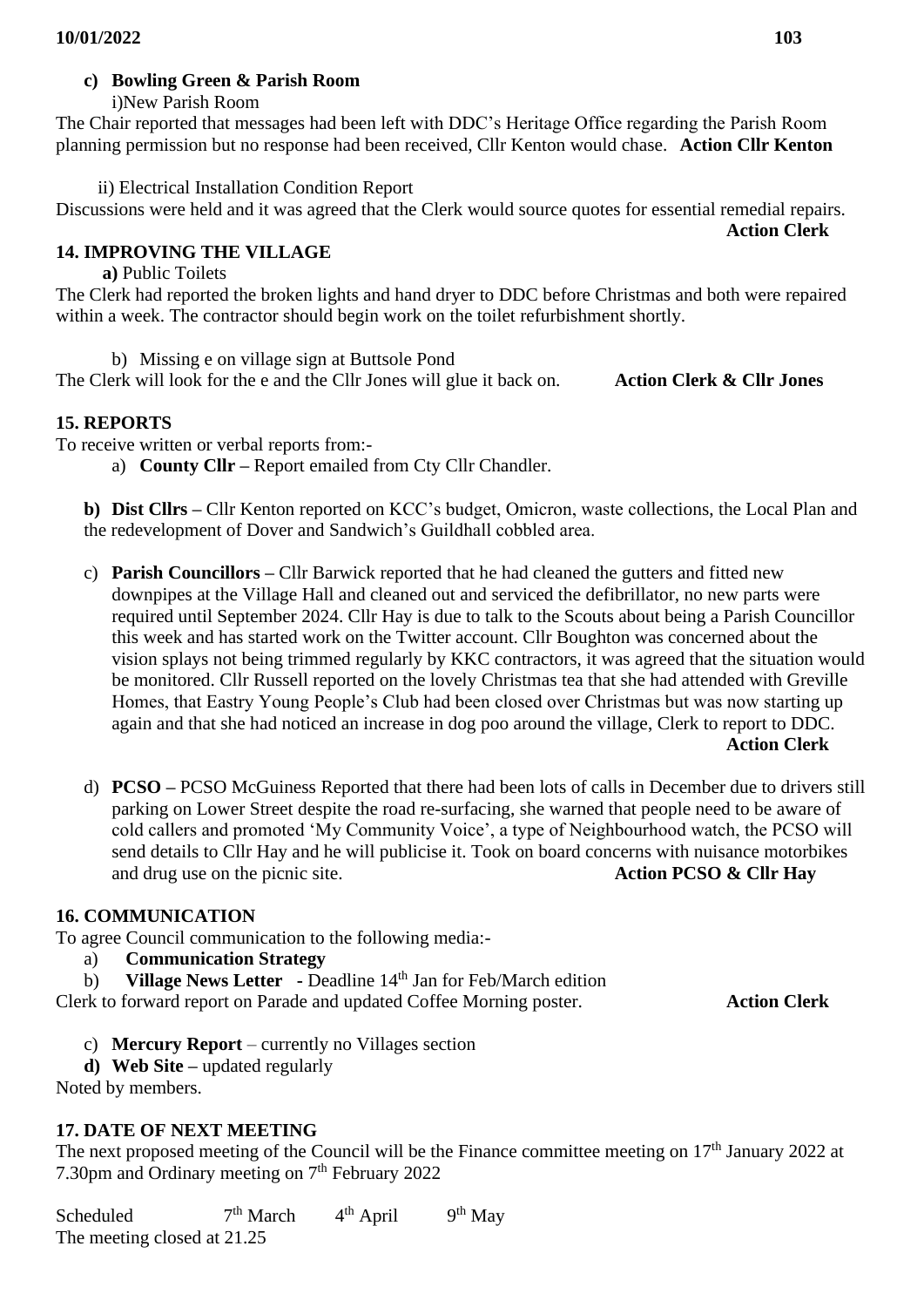**c) Bowling Green & Parish Room**

i)New Parish Room

The Chair reported that messages had been left with DDC's Heritage Office regarding the Parish Room planning permission but no response had been received, Cllr Kenton would chase. **Action Cllr Kenton**

ii) Electrical Installation Condition Report

Discussions were held and it was agreed that the Clerk would source quotes for essential remedial repairs. **Action Clerk**

## 14. IMPROVING THE VILLAGE

**a)** Public Toilets

The Clerk had reported the broken lights and hand dryer to DDC before Christmas and both were repaired within a week. The contractor should begin work on the toilet refurbishment shortly.

b) Missing e on village sign at Buttsole Pond

The Clerk will look for the e and the Cllr Jones will glue it back on. **Action Clerk & Cllr Jones**

## 15. REPORTS

To receive written or verbal reports from:-

a) **County Cllr –** Report emailed from Cty Cllr Chandler.

**b) Dist Cllrs –** Cllr Kenton reported on KCC's budget, Omicron, waste collections, the Local Plan and the redevelopment of Dover and Sandwich's Guildhall cobbled area.

c) **Parish Councillors –** Cllr Barwick reported that he had cleaned the gutters and fitted new downpipes at the Village Hall and cleaned out and serviced the defibrillator, no new parts were required until September 2024. Cllr Hay is due to talk to the Scouts about being a Parish Councillor this week and has started work on the Twitter account. Cllr Boughton was concerned about the vision splays not being trimmed regularly by KKC contractors, it was agreed that the situation would be monitored. Cllr Russell reported on the lovely Christmas tea that she had attended with Greville Homes, that Eastry Young People's Club had been closed over Christmas but was now starting up again and that she had noticed an increase in dog poo around the village, Clerk to report to DDC. **Action Clerk**

d) **PCSO –** PCSO McGuiness Reported that there had been lots of calls in December due to drivers still parking on Lower Street despite the road re-surfacing, she warned that people need to be aware of cold callers and promoted 'My Community Voice', a type of Neighbourhood watch, the PCSO will send details to Cllr Hay and he will publicise it. Took on board concerns with nuisance motorbikes and drug use on the picnic site. **Action PCSO & Cllr Hay**

## 16. COMMUNICATION

To agree Council communication to the following media:-

a) **Communication Strategy**

b) **Village News Letter -** Deadline 14th Jan for Feb/March edition

Clerk to forward report on Parade and updated Coffee Morning poster. **Action Clerk**

c) **Mercury Report** – currently no Villages section

**d) Web Site –** updated regularly

Noted by members.

## 17. DATE OF NEXT MEETING

The next proposed meeting of the Council will be the Finance committee meeting on 17th January 2022 at 7.30pm and Ordinary meeting on 7th February 2022

Scheduled 7th March 4th April 9th May

The meeting closed at 21.25